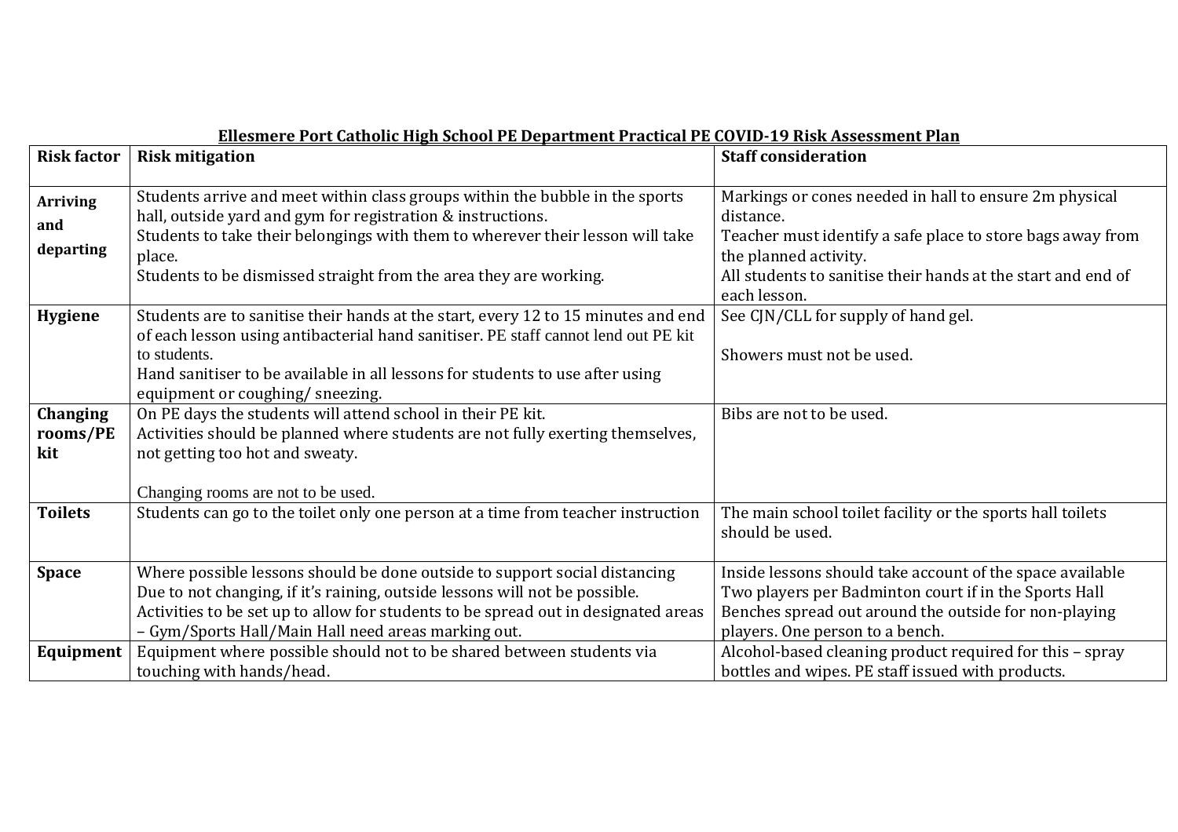## Ellesmere Port Catholic High School PE Department Practical PE COVID-19 Risk Assessment Plan

| Risk factor | Risk mitigation | Staff consideration |
|---|---|---|
| **Arriving and departing** | Students arrive and meet within class groups within the bubble in the sports hall, outside yard and gym for registration & instructions.<br>Students to take their belongings with them to wherever their lesson will take place.<br>Students to be dismissed straight from the area they are working. | Markings or cones needed in hall to ensure 2m physical distance.<br>Teacher must identify a safe place to store bags away from the planned activity.<br>All students to sanitise their hands at the start and end of each lesson. |
| **Hygiene** | Students are to sanitise their hands at the start, every 12 to 15 minutes and end of each lesson using antibacterial hand sanitiser. PE staff cannot lend out PE kit to students.<br>Hand sanitiser to be available in all lessons for students to use after using equipment or coughing/ sneezing. | See CJN/CLL for supply of hand gel.<br><br>Showers must not be used. |
| **Changing rooms/PE kit** | On PE days the students will attend school in their PE kit.<br>Activities should be planned where students are not fully exerting themselves, not getting too hot and sweaty.<br><br>Changing rooms are not to be used. | Bibs are not to be used. |
| **Toilets** | Students can go to the toilet only one person at a time from teacher instruction | The main school toilet facility or the sports hall toilets should be used. |
| **Space** | Where possible lessons should be done outside to support social distancing<br>Due to not changing, if it's raining, outside lessons will not be possible.<br>Activities to be set up to allow for students to be spread out in designated areas – Gym/Sports Hall/Main Hall need areas marking out. | Inside lessons should take account of the space available<br>Two players per Badminton court if in the Sports Hall<br>Benches spread out around the outside for non-playing players. One person to a bench. |
| **Equipment** | Equipment where possible should not to be shared between students via touching with hands/head. | Alcohol-based cleaning product required for this – spray bottles and wipes. PE staff issued with products. |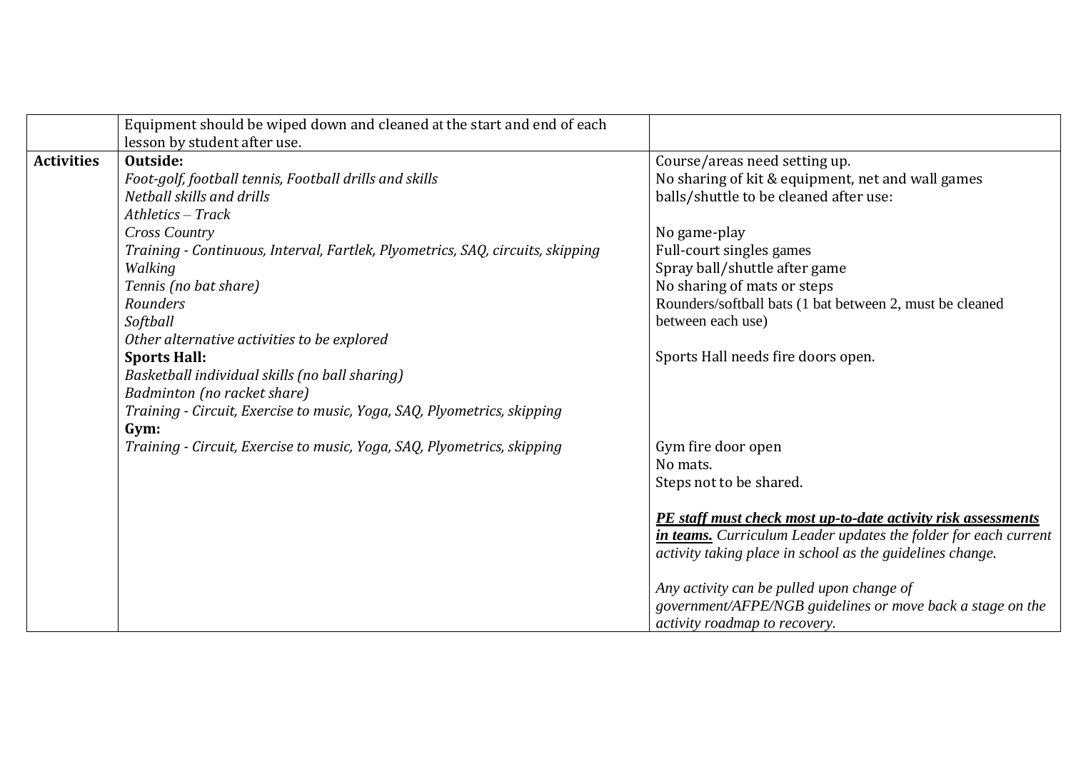| | | |
|---|---|---|
| | Equipment should be wiped down and cleaned at the start and end of each lesson by student after use. | |
| **Activities** | **Outside:**<br>*Foot-golf, football tennis, Football drills and skills*<br>*Netball skills and drills*<br>*Athletics – Track*<br>*Cross Country*<br>*Training - Continuous, Interval, Fartlek, Plyometrics, SAQ, circuits, skipping*<br>*Walking*<br>*Tennis (no bat share)*<br>*Rounders*<br>*Softball*<br>*Other alternative activities to be explored*<br>**Sports Hall:**<br>*Basketball individual skills (no ball sharing)*<br>*Badminton (no racket share)*<br>*Training - Circuit, Exercise to music, Yoga, SAQ, Plyometrics, skipping*<br>**Gym:**<br>*Training - Circuit, Exercise to music, Yoga, SAQ, Plyometrics, skipping* | Course/areas need setting up.<br>No sharing of kit & equipment, net and wall games balls/shuttle to be cleaned after use:<br><br>No game-play<br>Full-court singles games<br>Spray ball/shuttle after game<br>No sharing of mats or steps<br>Rounders/softball bats (1 bat between 2, must be cleaned between each use)<br><br>Sports Hall needs fire doors open.<br><br>Gym fire door open<br>No mats.<br>Steps not to be shared.<br><br>***PE staff must check most up-to-date activity risk assessments in teams.*** *Curriculum Leader updates the folder for each current activity taking place in school as the guidelines change.*<br><br>*Any activity can be pulled upon change of government/AFPE/NGB guidelines or move back a stage on the activity roadmap to recovery.* |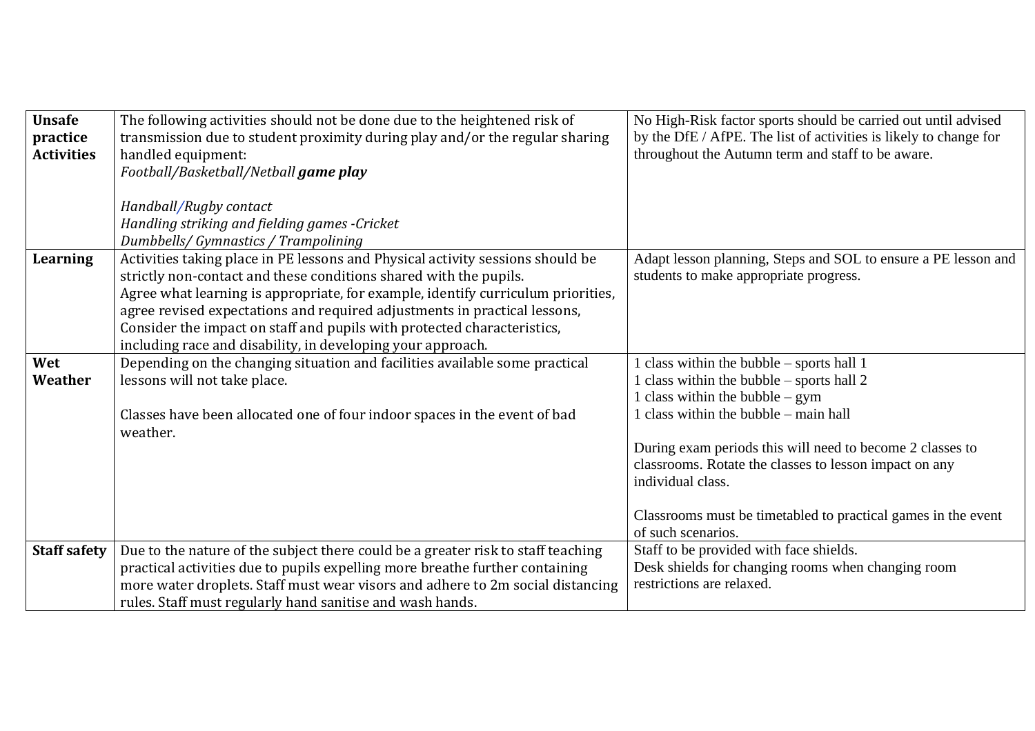| | | |
|---|---|---|
| **Unsafe practice Activities** | The following activities should not be done due to the heightened risk of transmission due to student proximity during play and/or the regular sharing handled equipment:<br>*Football/Basketball/Netball* ***game play***<br><br>*Handball/Rugby contact*<br>*Handling striking and fielding games -Cricket*<br>*Dumbbells/ Gymnastics / Trampolining* | No High-Risk factor sports should be carried out until advised by the DfE / AfPE. The list of activities is likely to change for throughout the Autumn term and staff to be aware. |
| **Learning** | Activities taking place in PE lessons and Physical activity sessions should be strictly non-contact and these conditions shared with the pupils.<br>Agree what learning is appropriate, for example, identify curriculum priorities, agree revised expectations and required adjustments in practical lessons,<br>Consider the impact on staff and pupils with protected characteristics, including race and disability, in developing your approach. | Adapt lesson planning, Steps and SOL to ensure a PE lesson and students to make appropriate progress. |
| **Wet Weather** | Depending on the changing situation and facilities available some practical lessons will not take place.<br><br>Classes have been allocated one of four indoor spaces in the event of bad weather. | 1 class within the bubble – sports hall 1<br>1 class within the bubble – sports hall 2<br>1 class within the bubble – gym<br>1 class within the bubble – main hall<br><br>During exam periods this will need to become 2 classes to classrooms. Rotate the classes to lesson impact on any individual class.<br><br>Classrooms must be timetabled to practical games in the event of such scenarios. |
| **Staff safety** | Due to the nature of the subject there could be a greater risk to staff teaching practical activities due to pupils expelling more breathe further containing more water droplets. Staff must wear visors and adhere to 2m social distancing rules. Staff must regularly hand sanitise and wash hands. | Staff to be provided with face shields.<br>Desk shields for changing rooms when changing room restrictions are relaxed. |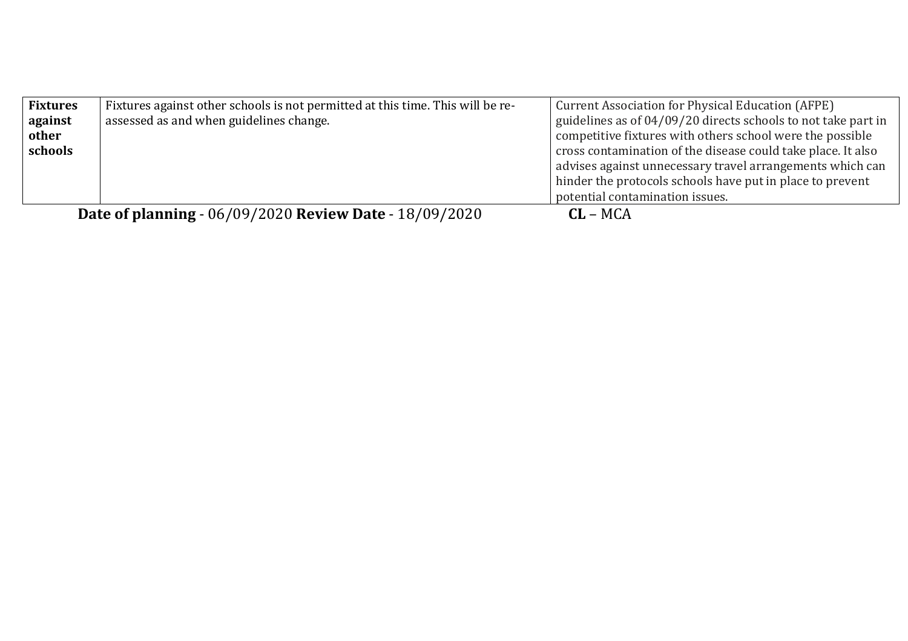| | | |
|---|---|---|
| **Fixtures against other schools** | Fixtures against other schools is not permitted at this time. This will be re-assessed as and when guidelines change. | Current Association for Physical Education (AFPE) guidelines as of 04/09/20 directs schools to not take part in competitive fixtures with others school were the possible cross contamination of the disease could take place. It also advises against unnecessary travel arrangements which can hinder the protocols schools have put in place to prevent potential contamination issues. |

**Date of planning** - 06/09/2020 **Review Date** - 18/09/2020 **CL** – MCA